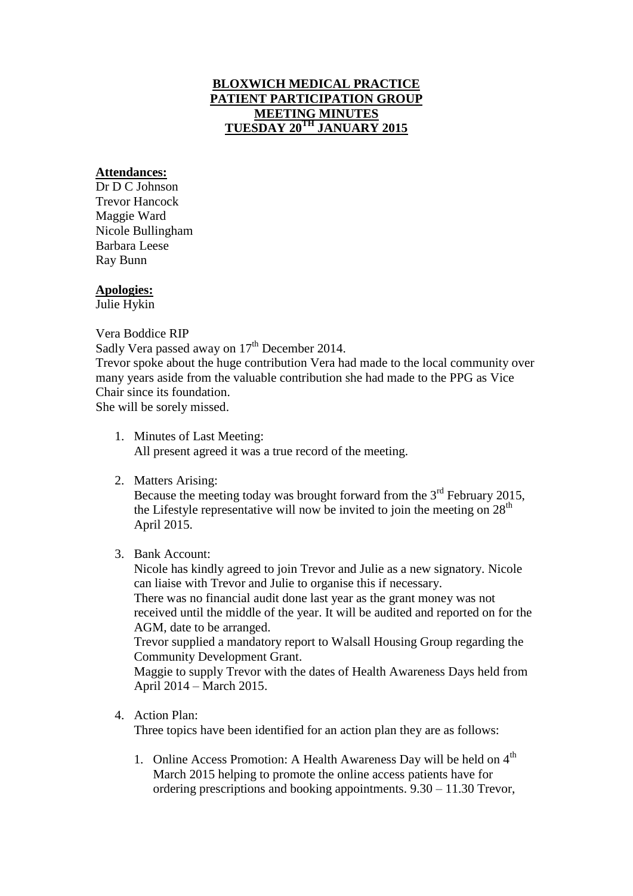# BLOXWICH MEDICAL PRACTICE
# PATIENT PARTICIPATION GROUP
# MEETING MINUTES
# TUESDAY 20TH JANUARY 2015

**Attendances:**

Dr D C Johnson
Trevor Hancock
Maggie Ward
Nicole Bullingham
Barbara Leese
Ray Bunn

**Apologies:**

Julie Hykin

Vera Boddice RIP
Sadly Vera passed away on 17th December 2014.
Trevor spoke about the huge contribution Vera had made to the local community over many years aside from the valuable contribution she had made to the PPG as Vice Chair since its foundation.
She will be sorely missed.

1. Minutes of Last Meeting:
   All present agreed it was a true record of the meeting.

2. Matters Arising:
   Because the meeting today was brought forward from the 3rd February 2015, the Lifestyle representative will now be invited to join the meeting on 28th April 2015.

3. Bank Account:
   Nicole has kindly agreed to join Trevor and Julie as a new signatory. Nicole can liaise with Trevor and Julie to organise this if necessary.
   There was no financial audit done last year as the grant money was not received until the middle of the year. It will be audited and reported on for the AGM, date to be arranged.
   Trevor supplied a mandatory report to Walsall Housing Group regarding the Community Development Grant.
   Maggie to supply Trevor with the dates of Health Awareness Days held from April 2014 – March 2015.

4. Action Plan:
   Three topics have been identified for an action plan they are as follows:

   1. Online Access Promotion: A Health Awareness Day will be held on 4th March 2015 helping to promote the online access patients have for ordering prescriptions and booking appointments. 9.30 – 11.30 Trevor,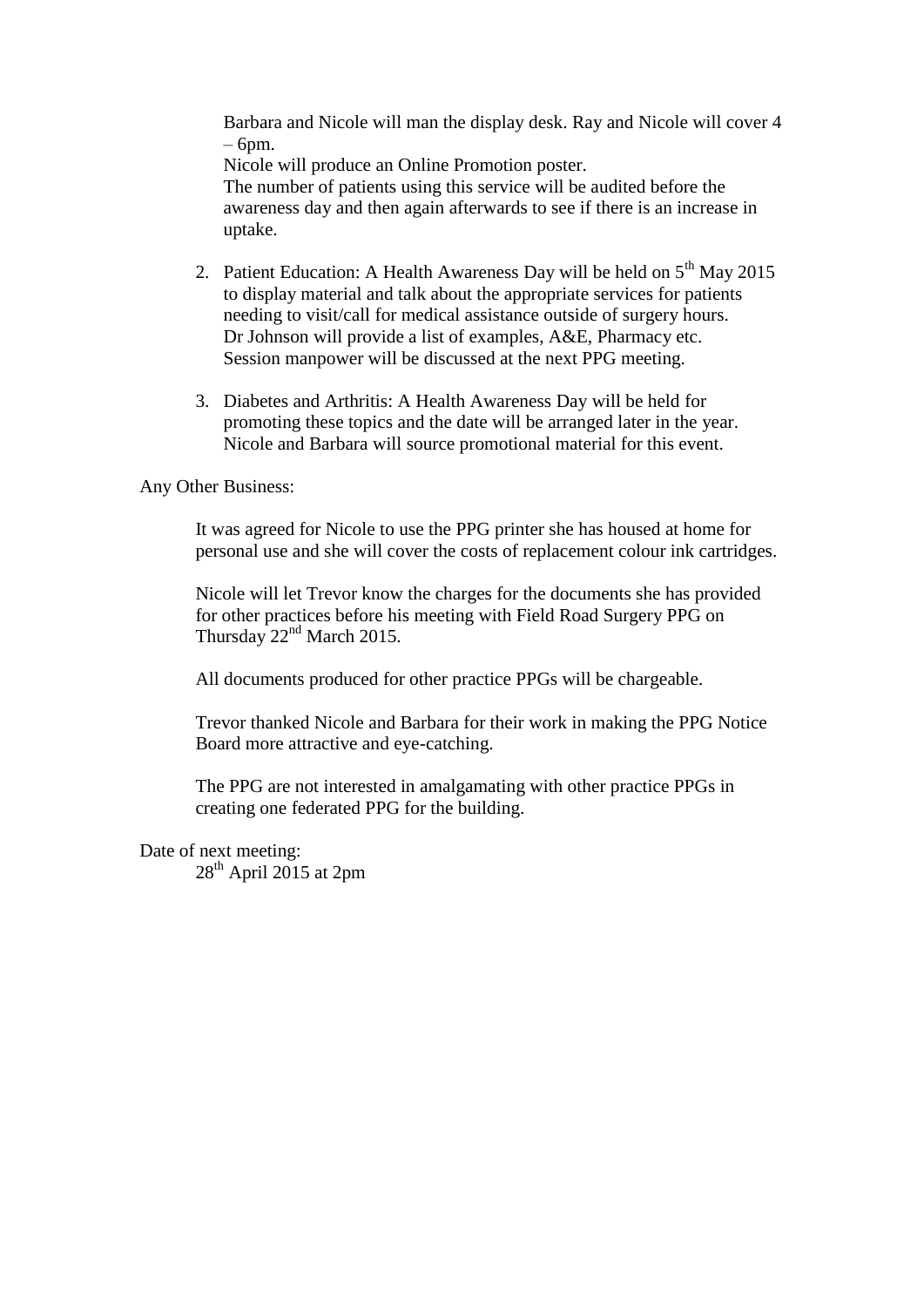Barbara and Nicole will man the display desk. Ray and Nicole will cover 4 – 6pm.
Nicole will produce an Online Promotion poster.
The number of patients using this service will be audited before the awareness day and then again afterwards to see if there is an increase in uptake.

2. Patient Education: A Health Awareness Day will be held on 5th May 2015 to display material and talk about the appropriate services for patients needing to visit/call for medical assistance outside of surgery hours.
   Dr Johnson will provide a list of examples, A&E, Pharmacy etc.
   Session manpower will be discussed at the next PPG meeting.

3. Diabetes and Arthritis: A Health Awareness Day will be held for promoting these topics and the date will be arranged later in the year.
   Nicole and Barbara will source promotional material for this event.

Any Other Business:

It was agreed for Nicole to use the PPG printer she has housed at home for personal use and she will cover the costs of replacement colour ink cartridges.

Nicole will let Trevor know the charges for the documents she has provided for other practices before his meeting with Field Road Surgery PPG on Thursday 22nd March 2015.

All documents produced for other practice PPGs will be chargeable.

Trevor thanked Nicole and Barbara for their work in making the PPG Notice Board more attractive and eye-catching.

The PPG are not interested in amalgamating with other practice PPGs in creating one federated PPG for the building.

Date of next meeting:
28th April 2015 at 2pm